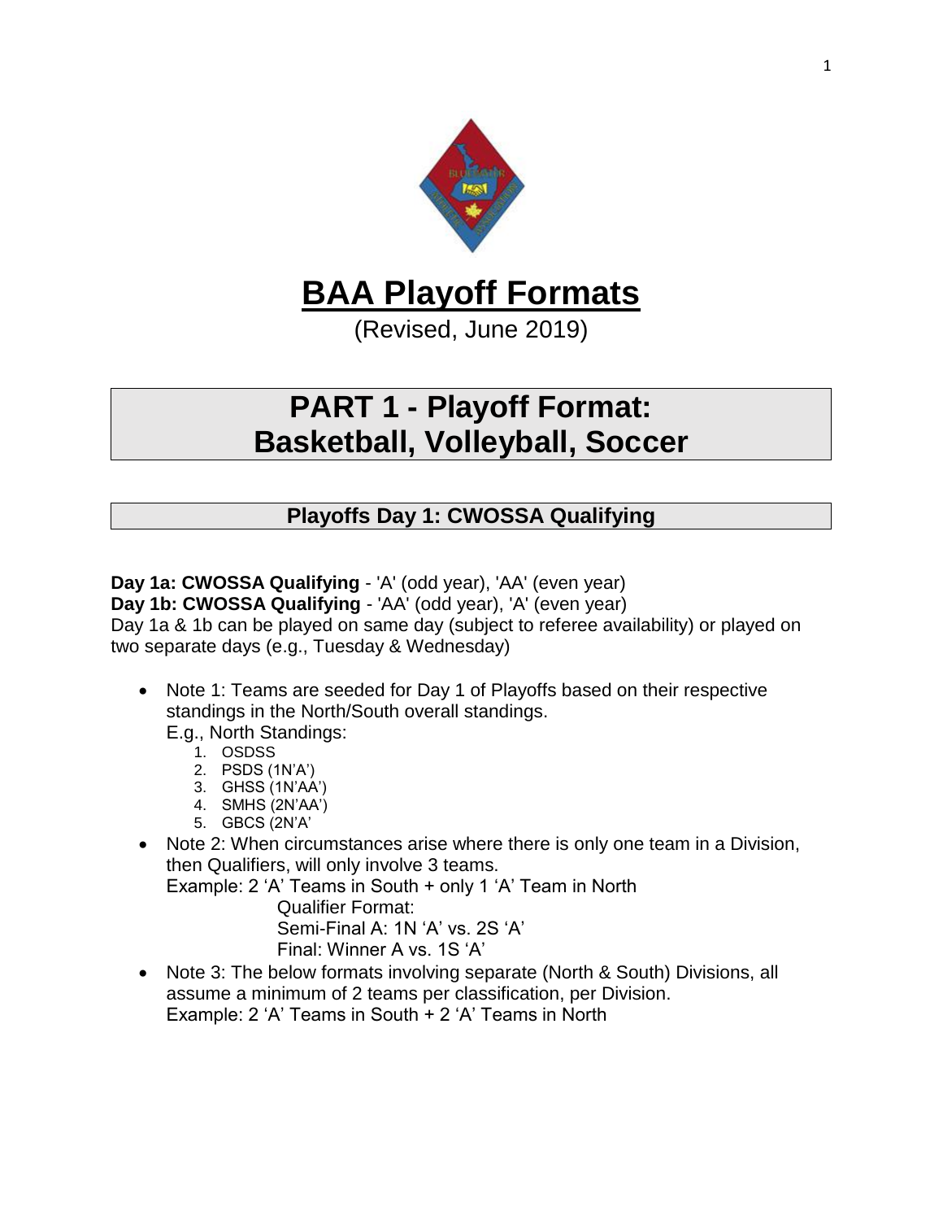# BAA Playoff Formats

(Revised, June 2019)

## PART 1 - Playoff Format: Basketball, Volleyball, Soccer

### Playoffs Day 1: CWOSSA Qualifying

**Day 1a: CWOSSA Qualifying** - 'A' (odd year), 'AA' (even year)
**Day 1b: CWOSSA Qualifying** - 'AA' (odd year), 'A' (even year)
Day 1a & 1b can be played on same day (subject to referee availability) or played on two separate days (e.g., Tuesday & Wednesday)

- Note 1: Teams are seeded for Day 1 of Playoffs based on their respective standings in the North/South overall standings.
  E.g., North Standings:
  1. OSDSS
  2. PSDS (1N'A')
  3. GHSS (1N'AA')
  4. SMHS (2N'AA')
  5. GBCS (2N'A'
- Note 2: When circumstances arise where there is only one team in a Division, then Qualifiers, will only involve 3 teams.
  Example: 2 'A' Teams in South + only 1 'A' Team in North
  Qualifier Format:
  Semi-Final A: 1N 'A' vs. 2S 'A'
  Final: Winner A vs. 1S 'A'
- Note 3: The below formats involving separate (North & South) Divisions, all assume a minimum of 2 teams per classification, per Division.
  Example: 2 'A' Teams in South + 2 'A' Teams in North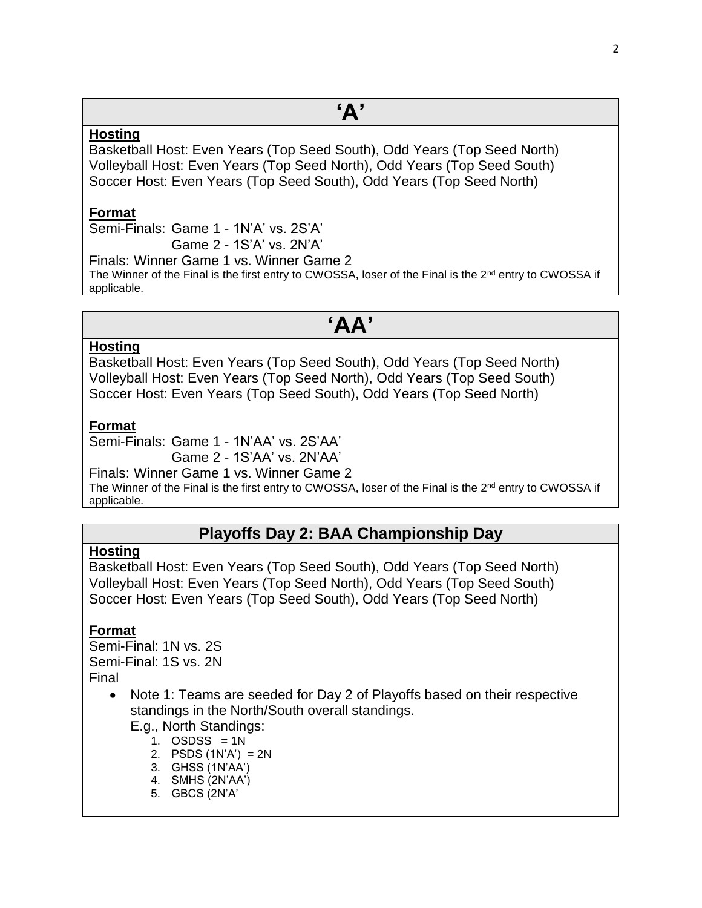## ‘A’

**Hosting**

Basketball Host: Even Years (Top Seed South), Odd Years (Top Seed North)
Volleyball Host: Even Years (Top Seed North), Odd Years (Top Seed South)
Soccer Host: Even Years (Top Seed South), Odd Years (Top Seed North)

**Format**

Semi-Finals: Game 1 - 1N’A’ vs. 2S’A’
Game 2 - 1S’A’ vs. 2N’A’

Finals: Winner Game 1 vs. Winner Game 2

The Winner of the Final is the first entry to CWOSSA, loser of the Final is the 2nd entry to CWOSSA if applicable.

## ‘AA’

**Hosting**

Basketball Host: Even Years (Top Seed South), Odd Years (Top Seed North)
Volleyball Host: Even Years (Top Seed North), Odd Years (Top Seed South)
Soccer Host: Even Years (Top Seed South), Odd Years (Top Seed North)

**Format**

Semi-Finals: Game 1 - 1N’AA’ vs. 2S’AA’
Game 2 - 1S’AA’ vs. 2N’AA’

Finals: Winner Game 1 vs. Winner Game 2

The Winner of the Final is the first entry to CWOSSA, loser of the Final is the 2nd entry to CWOSSA if applicable.

## Playoffs Day 2: BAA Championship Day

**Hosting**

Basketball Host: Even Years (Top Seed South), Odd Years (Top Seed North)
Volleyball Host: Even Years (Top Seed North), Odd Years (Top Seed South)
Soccer Host: Even Years (Top Seed South), Odd Years (Top Seed North)

**Format**

Semi-Final: 1N vs. 2S
Semi-Final: 1S vs. 2N
Final

- Note 1: Teams are seeded for Day 2 of Playoffs based on their respective standings in the North/South overall standings.
  E.g., North Standings:
  1. OSDSS = 1N
  2. PSDS (1N’A’) = 2N
  3. GHSS (1N’AA’)
  4. SMHS (2N’AA’)
  5. GBCS (2N’A’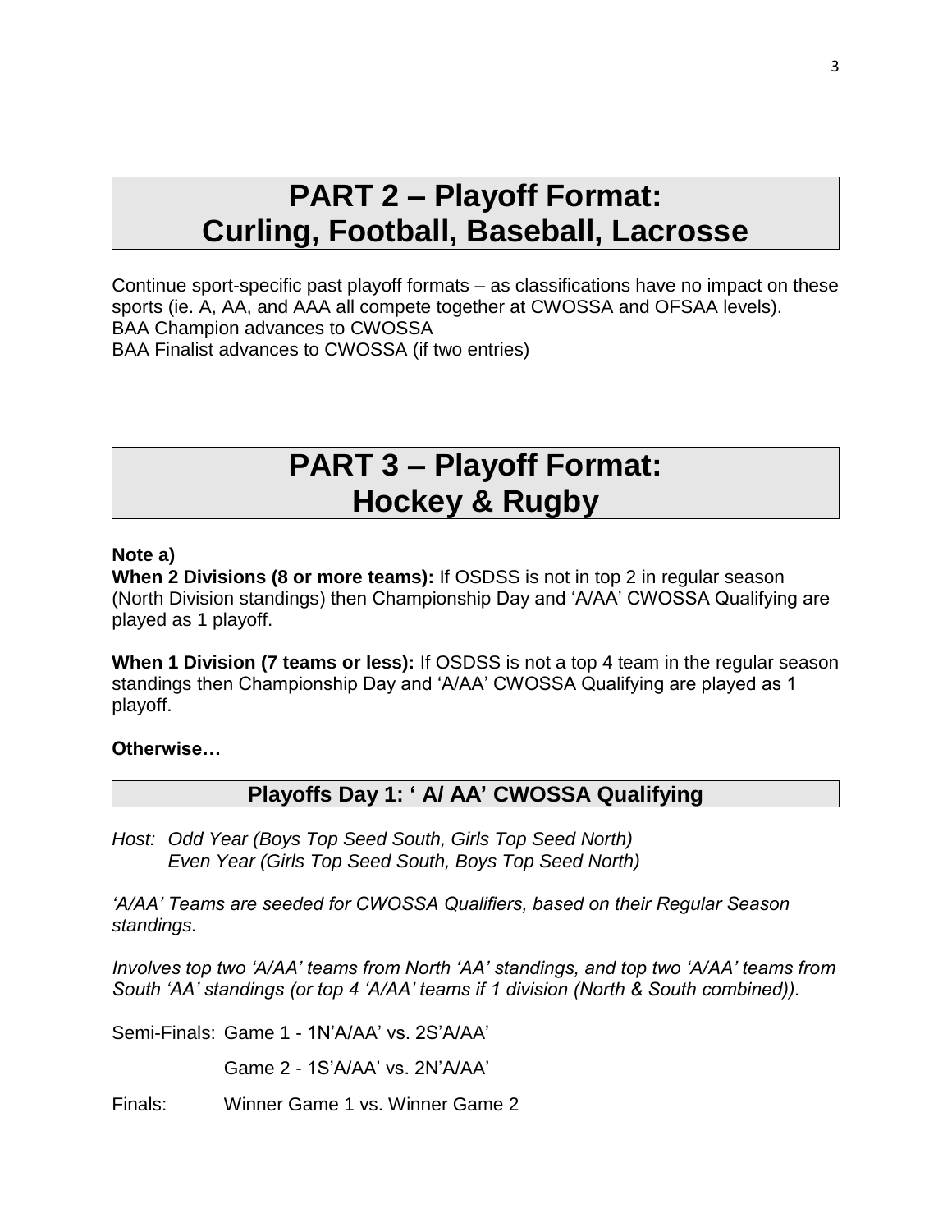# PART 2 – Playoff Format: Curling, Football, Baseball, Lacrosse

Continue sport-specific past playoff formats – as classifications have no impact on these sports (ie. A, AA, and AAA all compete together at CWOSSA and OFSAA levels).
BAA Champion advances to CWOSSA
BAA Finalist advances to CWOSSA (if two entries)

# PART 3 – Playoff Format: Hockey & Rugby

**Note a)**
**When 2 Divisions (8 or more teams):** If OSDSS is not in top 2 in regular season (North Division standings) then Championship Day and 'A/AA' CWOSSA Qualifying are played as 1 playoff.

**When 1 Division (7 teams or less):** If OSDSS is not a top 4 team in the regular season standings then Championship Day and 'A/AA' CWOSSA Qualifying are played as 1 playoff.

**Otherwise…**

## Playoffs Day 1: ' A/ AA' CWOSSA Qualifying

*Host: Odd Year (Boys Top Seed South, Girls Top Seed North)*
*Even Year (Girls Top Seed South, Boys Top Seed North)*

*'A/AA' Teams are seeded for CWOSSA Qualifiers, based on their Regular Season standings.*

*Involves top two 'A/AA' teams from North 'AA' standings, and top two 'A/AA' teams from South 'AA' standings (or top 4 'A/AA' teams if 1 division (North & South combined)).*

Semi-Finals: Game 1 - 1N'A/AA' vs. 2S'A/AA'

Game 2 - 1S'A/AA' vs. 2N'A/AA'

Finals: Winner Game 1 vs. Winner Game 2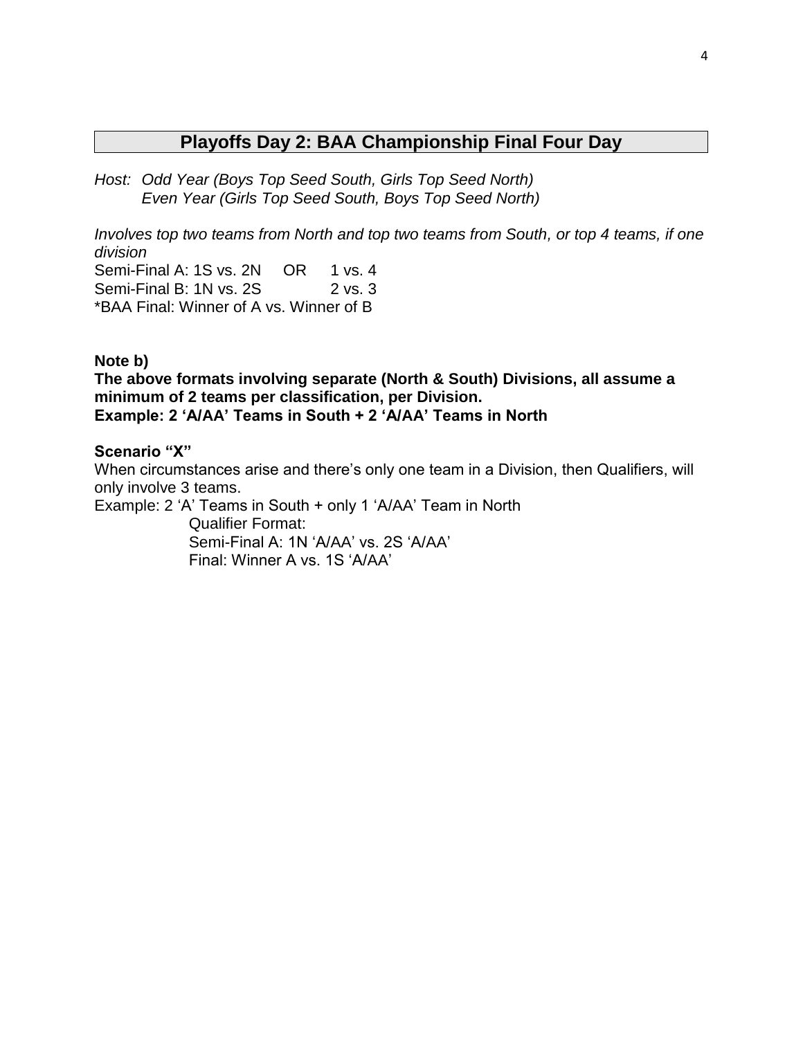## Playoffs Day 2: BAA Championship Final Four Day

*Host: Odd Year (Boys Top Seed South, Girls Top Seed North)*
*Even Year (Girls Top Seed South, Boys Top Seed North)*

*Involves top two teams from North and top two teams from South, or top 4 teams, if one division*

Semi-Final A: 1S vs. 2N OR 1 vs. 4
Semi-Final B: 1N vs. 2S 2 vs. 3
*BAA Final: Winner of A vs. Winner of B

**Note b)**
**The above formats involving separate (North & South) Divisions, all assume a minimum of 2 teams per classification, per Division.**
**Example: 2 'A/AA' Teams in South + 2 'A/AA' Teams in North**

**Scenario "X"**
When circumstances arise and there's only one team in a Division, then Qualifiers, will only involve 3 teams.
Example: 2 'A' Teams in South + only 1 'A/AA' Team in North
Qualifier Format:
Semi-Final A: 1N 'A/AA' vs. 2S 'A/AA'
Final: Winner A vs. 1S 'A/AA'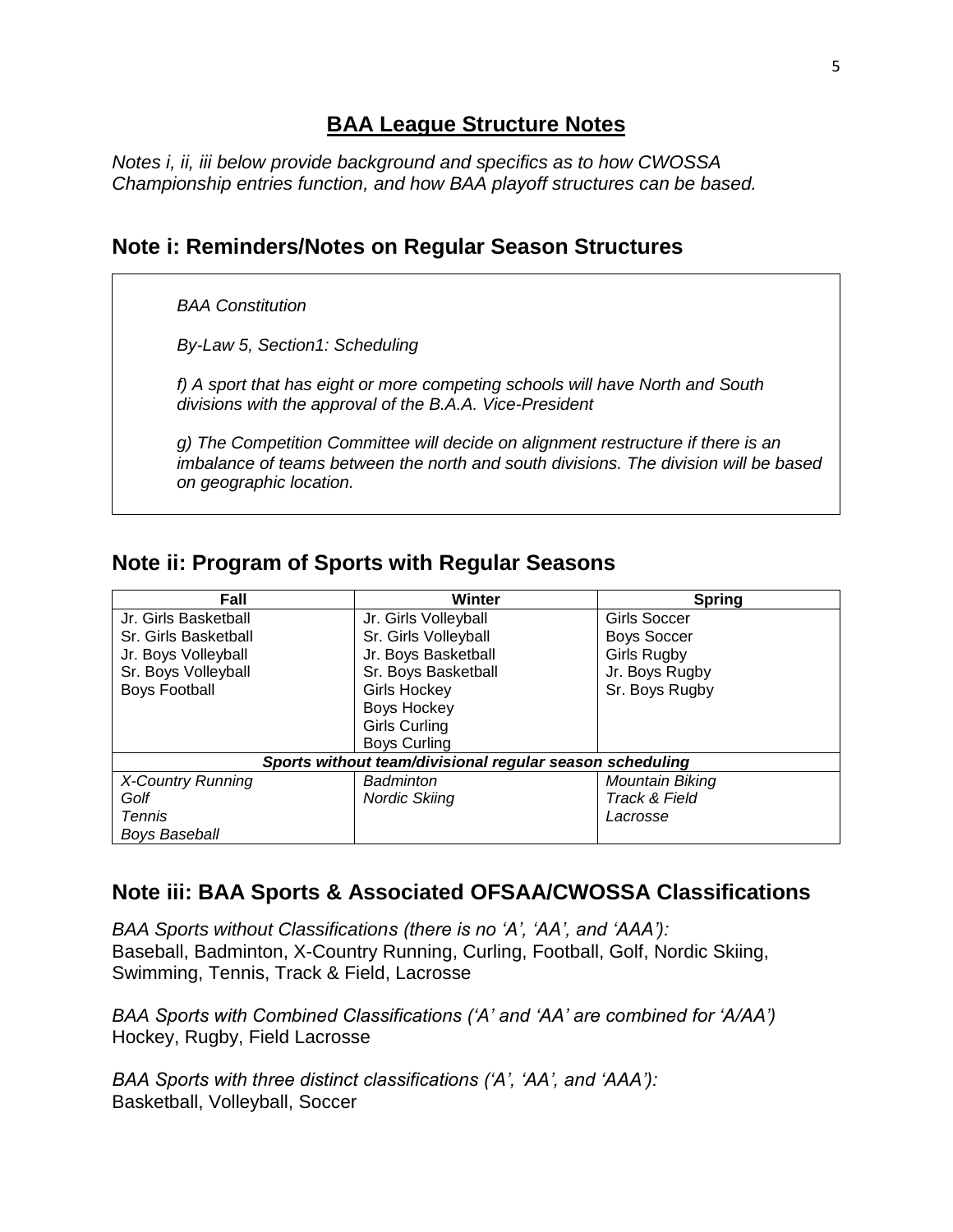## BAA League Structure Notes

*Notes i, ii, iii below provide background and specifics as to how CWOSSA Championship entries function, and how BAA playoff structures can be based.*

## Note i: Reminders/Notes on Regular Season Structures

> *BAA Constitution*
>
> *By-Law 5, Section1: Scheduling*
>
> *f) A sport that has eight or more competing schools will have North and South divisions with the approval of the B.A.A. Vice-President*
>
> *g) The Competition Committee will decide on alignment restructure if there is an imbalance of teams between the north and south divisions. The division will be based on geographic location.*

## Note ii: Program of Sports with Regular Seasons

| Fall | Winter | Spring |
|---|---|---|
| Jr. Girls Basketball | Jr. Girls Volleyball | Girls Soccer |
| Sr. Girls Basketball | Sr. Girls Volleyball | Boys Soccer |
| Jr. Boys Volleyball | Jr. Boys Basketball | Girls Rugby |
| Sr. Boys Volleyball | Sr. Boys Basketball | Jr. Boys Rugby |
| Boys Football | Girls Hockey | Sr. Boys Rugby |
| | Boys Hockey | |
| | Girls Curling | |
| | Boys Curling | |
| ***Sports without team/divisional regular season scheduling*** | | |
| *X-Country Running* | *Badminton* | *Mountain Biking* |
| *Golf* | *Nordic Skiing* | *Track & Field* |
| *Tennis* | | *Lacrosse* |
| *Boys Baseball* | | |

## Note iii: BAA Sports & Associated OFSAA/CWOSSA Classifications

*BAA Sports without Classifications (there is no 'A', 'AA', and 'AAA'):*
Baseball, Badminton, X-Country Running, Curling, Football, Golf, Nordic Skiing, Swimming, Tennis, Track & Field, Lacrosse

*BAA Sports with Combined Classifications ('A' and 'AA' are combined for 'A/AA')*
Hockey, Rugby, Field Lacrosse

*BAA Sports with three distinct classifications ('A', 'AA', and 'AAA'):*
Basketball, Volleyball, Soccer